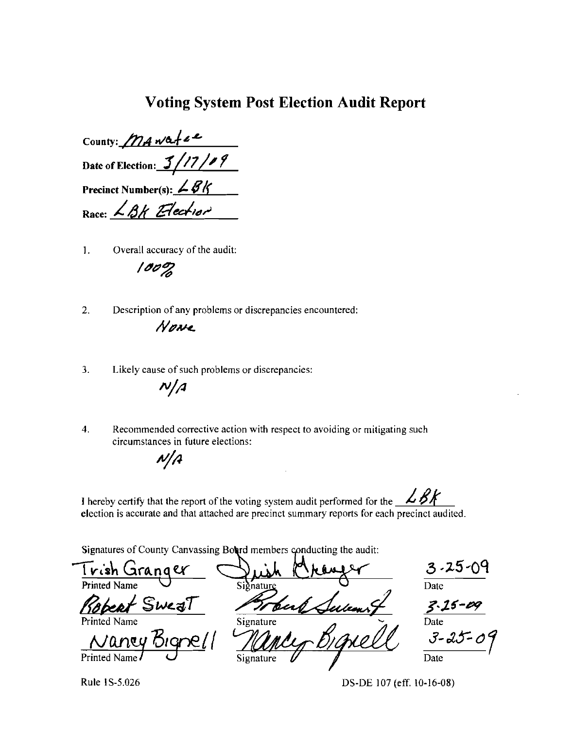# Voting System Post Election Audit Report

County: Manatee

Date of Election: 3/17/09

Precinct Number(s): LBK

Race: LBK Election

1. Overall accuracy of the audit:

   100%

2. Description of any problems or discrepancies encountered:

   None

3. Likely cause of such problems or discrepancies:

   N/A

4. Recommended corrective action with respect to avoiding or mitigating such circumstances in future elections:

   N/A

I hereby certify that the report of the voting system audit performed for the LBK election is accurate and that attached are precinct summary reports for each precinct audited.

Signatures of County Canvassing Board members conducting the audit:

| Printed Name | Signature | Date |
|---|---|---|
| Trish Granger | Trish Granger | 3-25-09 |
| Robert Sweat | Robert Sweat | 3-25-09 |
| Nancy Bignell | Nancy Bignell | 3-25-09 |

Rule 1S-5.026

DS-DE 107 (eff. 10-16-08)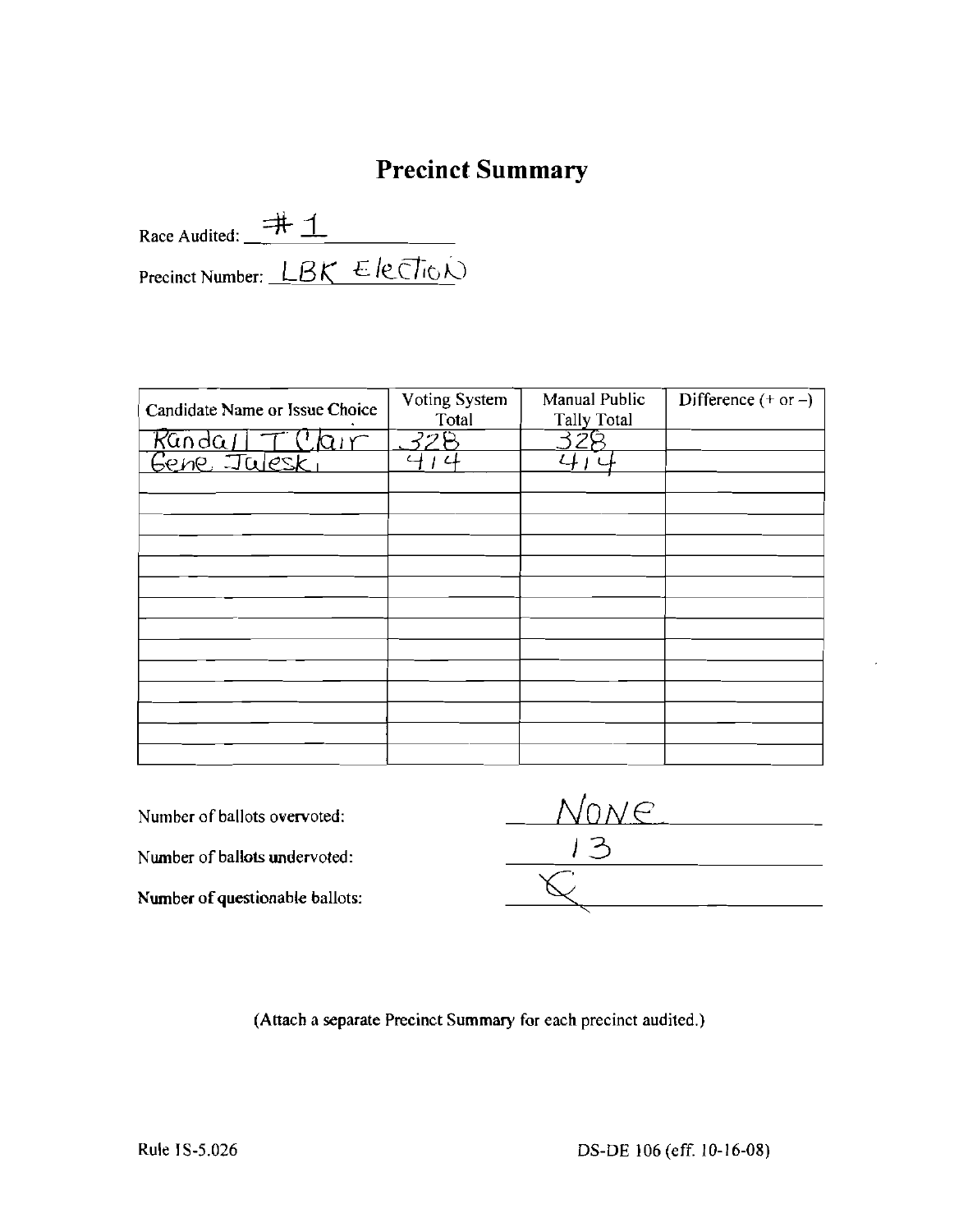# Precinct Summary

Race Audited: #1

Precinct Number: LBK Election

| Candidate Name or Issue Choice | Voting System Total | Manual Public Tally Total | Difference (+ or –) |
|---|---|---|---|
| Randall T Clair | 328 | 328 | |
| Gene Jaleski | 414 | 414 | |
| | | | |
| | | | |
| | | | |
| | | | |
| | | | |
| | | | |
| | | | |
| | | | |
| | | | |
| | | | |
| | | | |
| | | | |
| | | | |

Number of ballots overvoted: None

Number of ballots undervoted: 13

Number of questionable ballots: 0

(Attach a separate Precinct Summary for each precinct audited.)

Rule 1S-5.026

DS-DE 106 (eff. 10-16-08)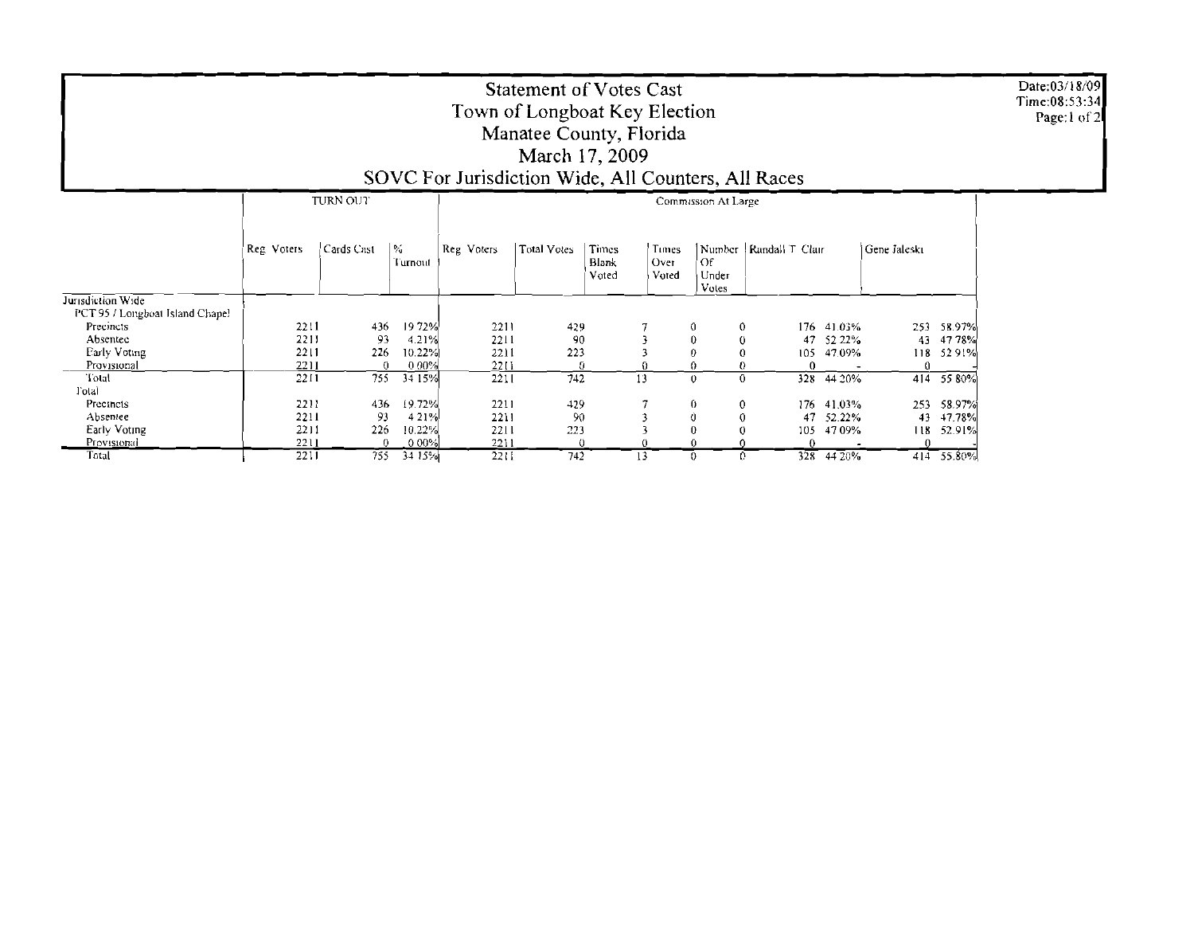# Statement of Votes Cast
## Town of Longboat Key Election
## Manatee County, Florida
## March 17, 2009
## SOVC For Jurisdiction Wide, All Counters, All Races

Date:03/18/09
Time:08:53:34

| | TURN OUT | | | Commission At Large | | | | | | | | |
|---|---|---|---|---|---|---|---|---|---|---|---|---|
| | Reg Voters | Cards Cast | % Turnout | Reg Voters | Total Votes | Times Blank Voted | Times Over Voted | Number Of Under Votes | Randall T Clair | | Gene Jaleski | |
| Jurisdiction Wide | | | | | | | | | | | | |
| PCT 95 / Longboat Island Chapel | | | | | | | | | | | | |
| Precincts | 2211 | 436 | 19.72% | 2211 | 429 | 7 | 0 | 0 | 176 | 41.03% | 253 | 58.97% |
| Absentee | 2211 | 93 | 4.21% | 2211 | 90 | 3 | 0 | 0 | 47 | 52.22% | 43 | 47.78% |
| Early Voting | 2211 | 226 | 10.22% | 2211 | 223 | 3 | 0 | 0 | 105 | 47.09% | 118 | 52.91% |
| Provisional | 2211 | 0 | 0.00% | 2211 | 0 | 0 | 0 | 0 | 0 | - | 0 | - |
| Total | 2211 | 755 | 34.15% | 2211 | 742 | 13 | 0 | 0 | 328 | 44.20% | 414 | 55.80% |
| Total | | | | | | | | | | | | |
| Precincts | 2211 | 436 | 19.72% | 2211 | 429 | 7 | 0 | 0 | 176 | 41.03% | 253 | 58.97% |
| Absentee | 2211 | 93 | 4.21% | 2211 | 90 | 3 | 0 | 0 | 47 | 52.22% | 43 | 47.78% |
| Early Voting | 2211 | 226 | 10.22% | 2211 | 223 | 3 | 0 | 0 | 105 | 47.09% | 118 | 52.91% |
| Provisional | 2211 | 0 | 0.00% | 2211 | 0 | 0 | 0 | 0 | 0 | - | 0 | - |
| Total | 2211 | 755 | 34.15% | 2211 | 742 | 13 | 0 | 0 | 328 | 44.20% | 414 | 55.80% |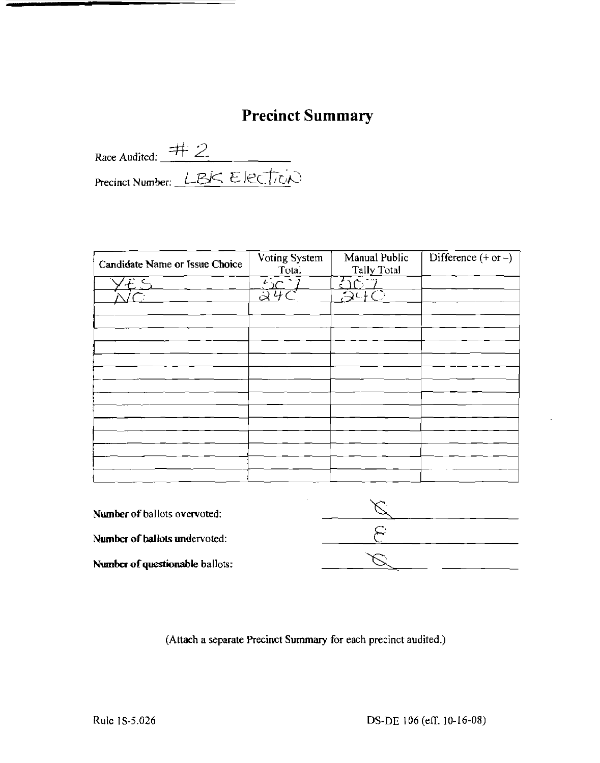# Precinct Summary

Race Audited: #2

Precinct Number: LBK Election

| Candidate Name or Issue Choice | Voting System Total | Manual Public Tally Total | Difference (+ or –) |
|---|---|---|---|
| YES | 507 | 507 | |
| NO | 240 | 240 | |
| | | | |
| | | | |
| | | | |
| | | | |
| | | | |
| | | | |
| | | | |
| | | | |
| | | | |
| | | | |
| | | | |
| | | | |
| | | | |
| | | | |

**Number of** ballots overvoted: 0

**Number of ballots undervoted:** 8

**Number of questionable** ballots: 0

(Attach a separate Precinct Summary for each precinct audited.)

Rule 1S-5.026

DS-DE 106 (eff. 10-16-08)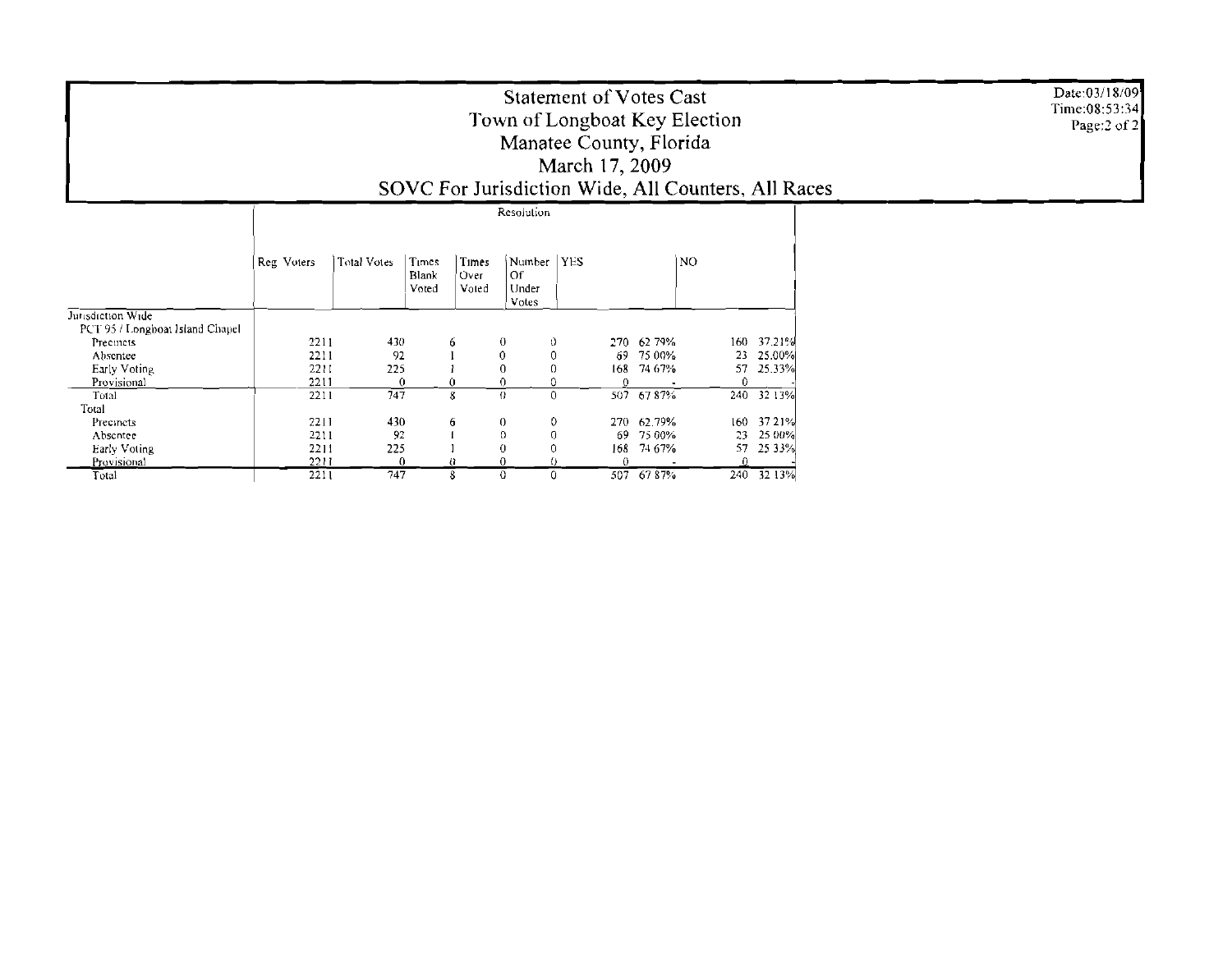# Statement of Votes Cast
## Town of Longboat Key Election
## Manatee County, Florida
## March 17, 2009
## SOVC For Jurisdiction Wide, All Counters, All Races

Date:03/18/09
Time:08:53:34

| | Resolution | | | | | | | | |
|---|---|---|---|---|---|---|---|---|---|
| | Reg Voters | Total Votes | Times Blank Voted | Times Over Voted | Number Of Under Votes | YES | | NO | |
| **Jurisdiction Wide** | | | | | | | | | |
| PCT 95 / Longboat Island Chapel | | | | | | | | | |
| Precincts | 2211 | 430 | 6 | 0 | 0 | 270 | 62.79% | 160 | 37.21% |
| Absentee | 2211 | 92 | 1 | 0 | 0 | 69 | 75.00% | 23 | 25.00% |
| Early Voting | 2211 | 225 | 1 | 0 | 0 | 168 | 74.67% | 57 | 25.33% |
| Provisional | 2211 | 0 | 0 | 0 | 0 | 0 | - | 0 | - |
| Total | 2211 | 747 | 8 | 0 | 0 | 507 | 67.87% | 240 | 32.13% |
| **Total** | | | | | | | | | |
| Precincts | 2211 | 430 | 6 | 0 | 0 | 270 | 62.79% | 160 | 37.21% |
| Absentee | 2211 | 92 | 1 | 0 | 0 | 69 | 75.00% | 23 | 25.00% |
| Early Voting | 2211 | 225 | 1 | 0 | 0 | 168 | 74.67% | 57 | 25.33% |
| Provisional | 2211 | 0 | 0 | 0 | 0 | 0 | - | 0 | - |
| Total | 2211 | 747 | 8 | 0 | 0 | 507 | 67.87% | 240 | 32.13% |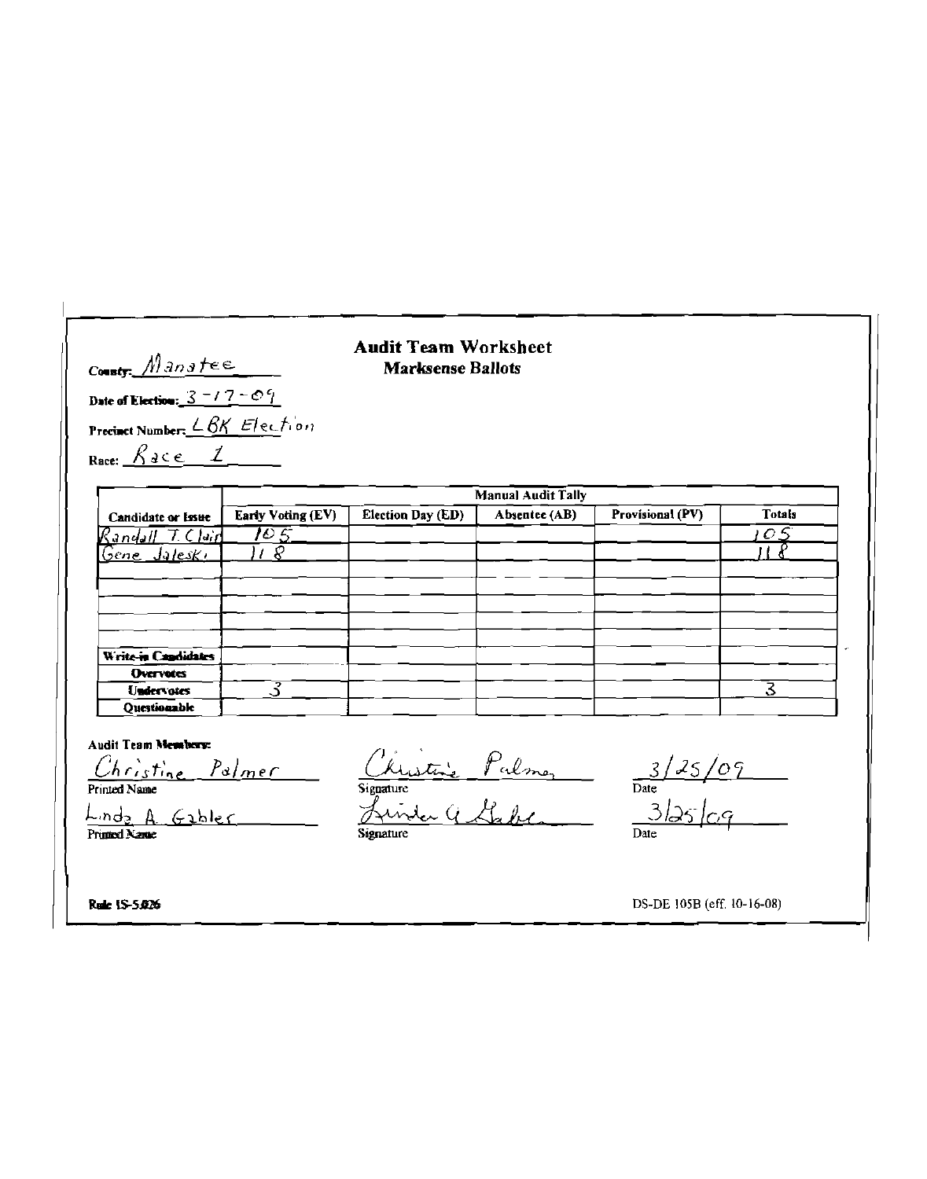# Audit Team Worksheet

## Marksense Ballots

**County:** Manatee

**Date of Election:** 3-17-09

**Precinct Number:** LBK Election

**Race:** Race 1

| Candidate or Issue | Manual Audit Tally | | | | |
|---|---|---|---|---|---|
| | Early Voting (EV) | Election Day (ED) | Absentee (AB) | Provisional (PV) | Totals |
| Randall T. Clair | 105 | | | | 105 |
| Gene Jaleski | 118 | | | | 118 |
| | | | | | |
| | | | | | |
| | | | | | |
| | | | | | |
| **Write-in Candidates** | | | | | |
| **Overvotes** | | | | | |
| **Undervotes** | 3 | | | | 3 |
| **Questionable** | | | | | |

**Audit Team Members:**

| Printed Name | Signature | Date |
|---|---|---|
| Christine Palmer | Christine Palmer | 3/25/09 |
| Linda A. Gabler | Linda A Gabler | 3/25/09 |

**Rule 1S-5.026**

DS-DE 105B (eff. 10-16-08)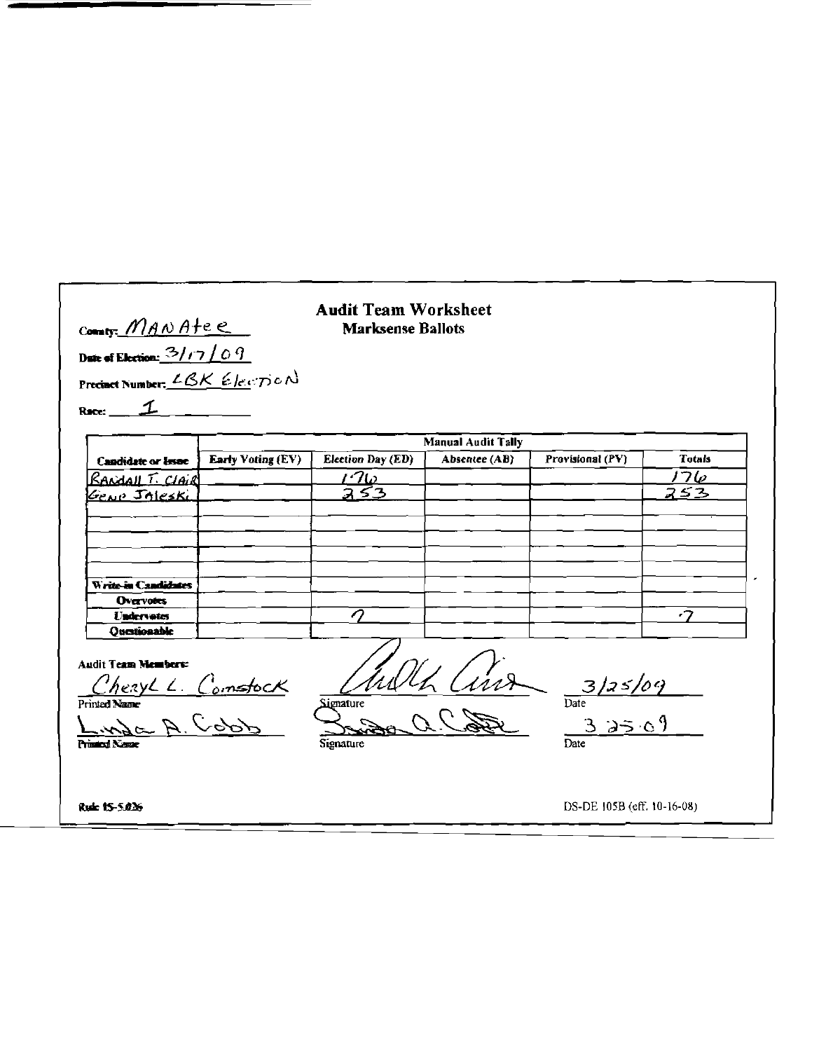# Audit Team Worksheet

## Marksense Ballots

County: MANAtee

Date of Election: 3/17/09

Precinct Number: LBK Election

Race: 1

| Candidate or Issue | Manual Audit Tally | | | | |
|---|---|---|---|---|---|
| | Early Voting (EV) | Election Day (ED) | Absentee (AB) | Provisional (PV) | Totals |
| RANDAll T. ClAIR | | 176 | | | 176 |
| GENO JAleski | | 253 | | | 253 |
| | | | | | |
| | | | | | |
| | | | | | |
| | | | | | |
| Write-in Candidates | | | | | |
| Overvotes | | | | | |
| Undervotes | | 7 | | | 7 |
| Questionable | | | | | |

Audit Team Members:

| Printed Name | Signature | Date |
|---|---|---|
| CherYL L. Comstock | (signature) | 3/25/09 |
| Linda A. Cobb | (signature) | 3 25 09 |

Rule 1S-5.026

DS-DE 105B (eff. 10-16-08)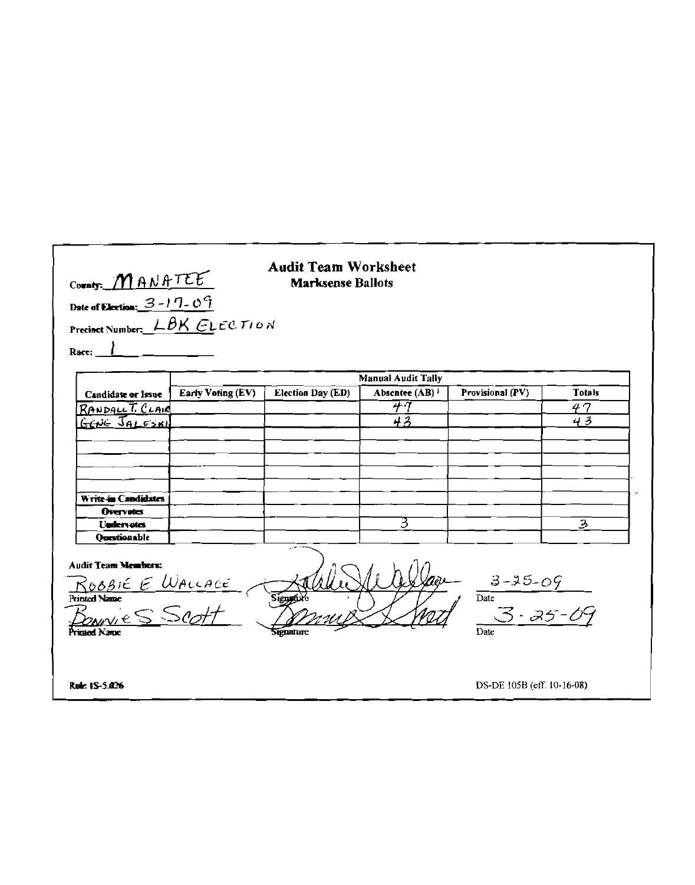# Audit Team Worksheet

## Marksense Ballots

County: MANATEE

Date of Election: 3-17-09

Precinct Number: LBK ELECTION

Race: 1

| Candidate or Issue | Manual Audit Tally | | | | |
|---|---|---|---|---|---|
| | Early Voting (EV) | Election Day (ED) | Absentee (AB) [1] | Provisional (PV) | Totals |
| RANDALL T. CLAIR | | | 47 | | 47 |
| GENE JALESKI | | | 43 | | 43 |
| | | | | | |
| | | | | | |
| | | | | | |
| | | | | | |
| Write-in Candidates | | | | | |
| Overvotes | | | | | |
| Undervotes | | | 3 | | 3 |
| Questionable | | | | | |

Audit Team Members:

| Printed Name | Signature | Date |
|---|---|---|
| ROBBIE E WALLACE | (signature) | 3-25-09 |
| BONNIE S SCOTT | (signature) | 3-25-09 |

Rule 1S-5.026

DS-DE 105B (eff. 10-16-08)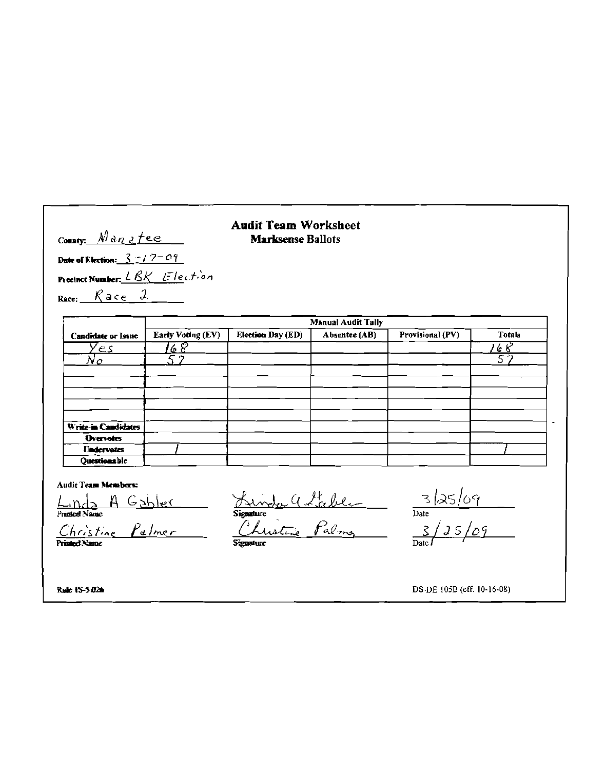# Audit Team Worksheet

## Marksense Ballots

County: Manatee

Date of Election: 3-17-09

Precinct Number: LBK Election

Race: Race 2

| Candidate or Issue | Manual Audit Tally | | | | |
|---|---|---|---|---|---|
| | Early Voting (EV) | Election Day (ED) | Absentee (AB) | Provisional (PV) | Totals |
| Yes | 168 | | | | 168 |
| No | 57 | | | | 57 |
| | | | | | |
| | | | | | |
| | | | | | |
| | | | | | |
| | | | | | |
| Write-in Candidates | | | | | |
| Overvotes | | | | | |
| Undervotes | 1 | | | | 1 |
| Questionable | | | | | |

Audit Team Members:

| Printed Name | Signature | Date |
|---|---|---|
| Linda A Gabler | Linda A Gabler | 3/25/09 |
| Christine Palmer | Christine Palmer | 3/25/09 |

Rule 1S-5.026

DS-DE 105B (eff. 10-16-08)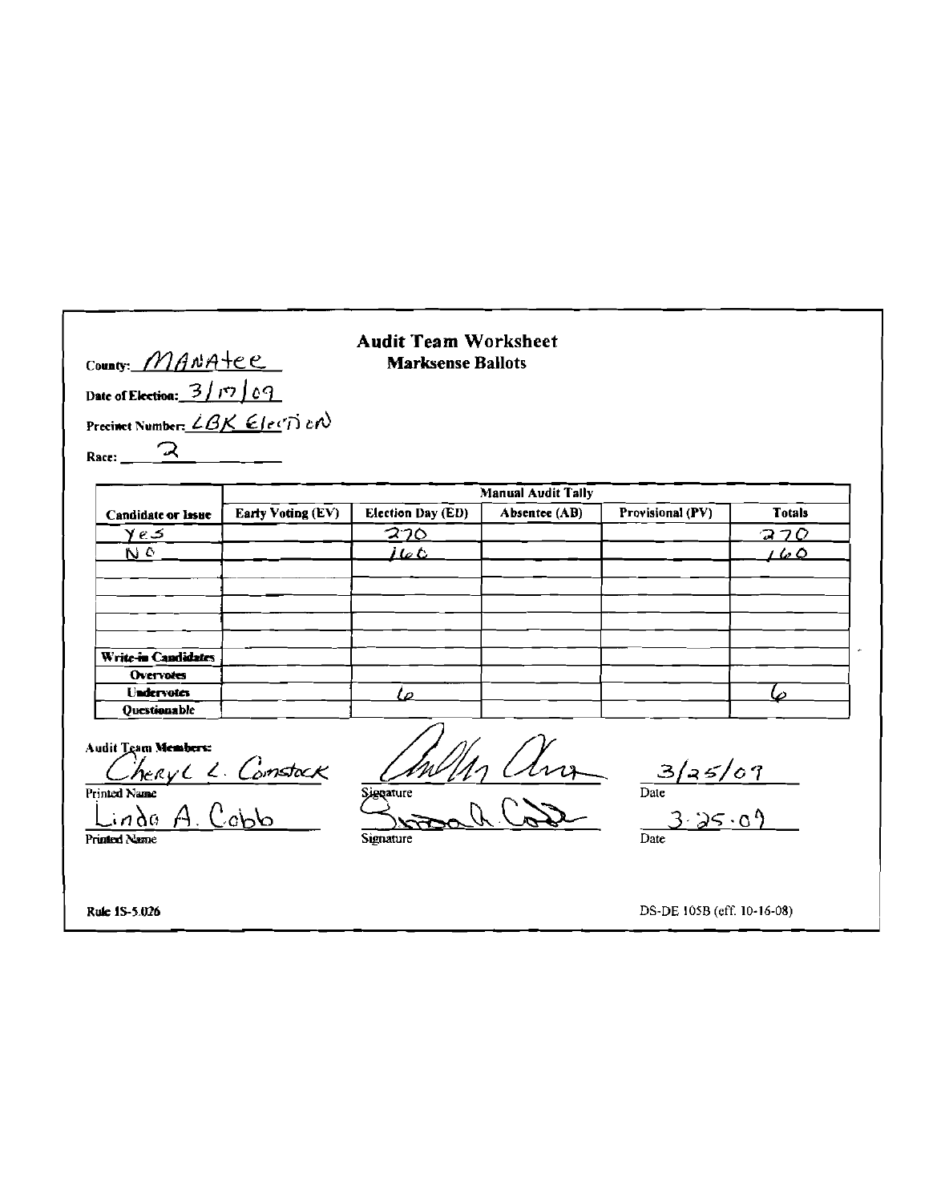# Audit Team Worksheet

## Marksense Ballots

County: MANAtee

Date of Election: 3/17/09

Precinct Number: LBK Election

Race: 2

| Candidate or Issue | Manual Audit Tally | | | | |
|---|---|---|---|---|---|
| | Early Voting (EV) | Election Day (ED) | Absentee (AB) | Provisional (PV) | Totals |
| Yes | | 270 | | | 270 |
| No | | 160 | | | 160 |
| | | | | | |
| | | | | | |
| | | | | | |
| | | | | | |
| | | | | | |
| Write-in Candidates | | | | | |
| Overvotes | | | | | |
| Undervotes | | 6 | | | 6 |
| Questionable | | | | | |

Audit Team Members:

| Printed Name | Signature | Date |
|---|---|---|
| Cheryl L. Comstock | (signature) | 3/25/09 |
| Linda A. Cobb | (signature) | 3.25.09 |

Rule 1S-5.026

DS-DE 105B (eff. 10-16-08)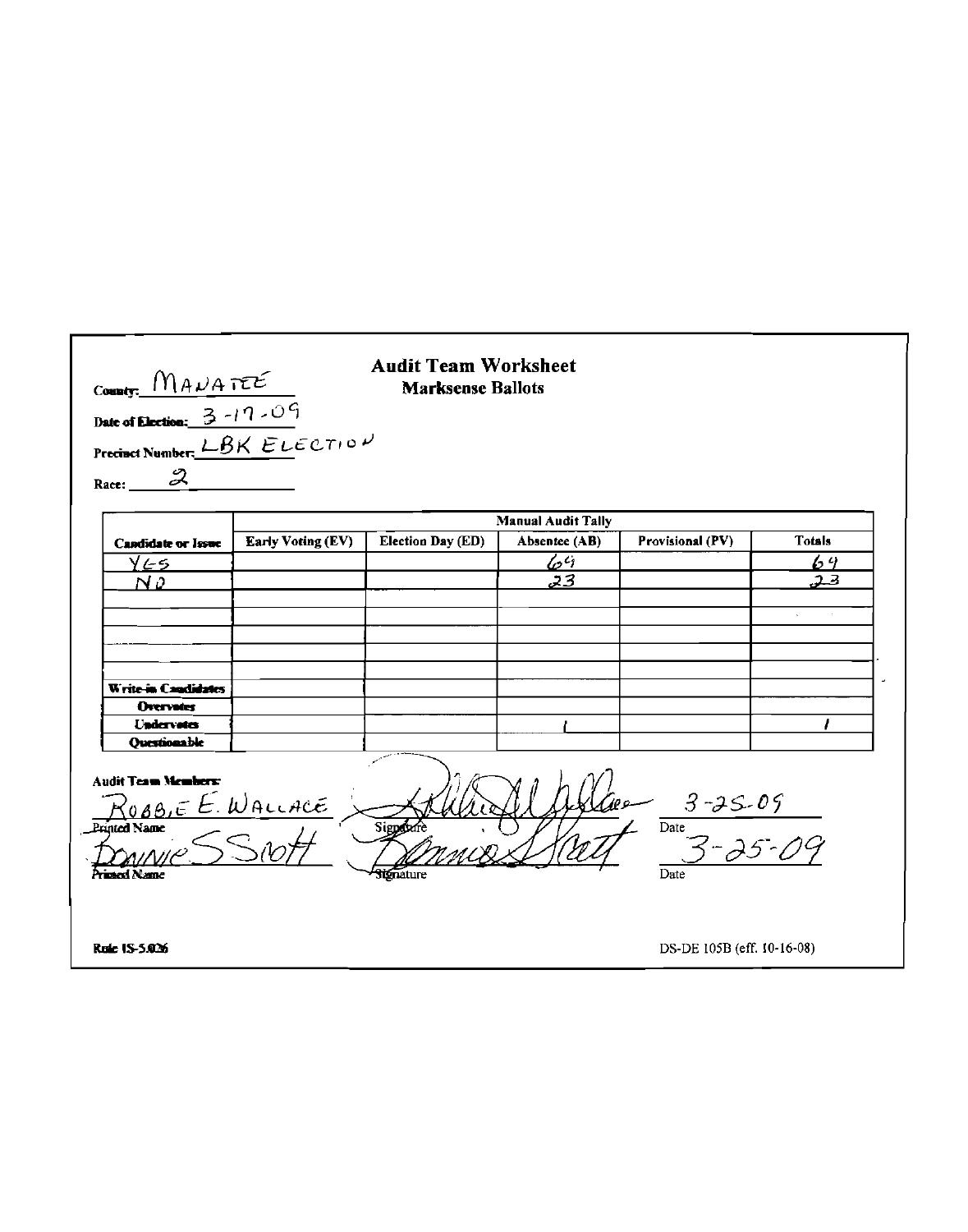# Audit Team Worksheet

## Marksense Ballots

County: MANATEE

Date of Election: 3-17-09

Precinct Number: LBK ELECTION

Race: 2

| Candidate or Issue | Manual Audit Tally | | | | |
|---|---|---|---|---|---|
| | Early Voting (EV) | Election Day (ED) | Absentee (AB) | Provisional (PV) | Totals |
| YES | | | 69 | | 69 |
| NO | | | 23 | | 23 |
| | | | | | |
| | | | | | |
| | | | | | |
| | | | | | |
| Write-in Candidates | | | | | |
| Overvotes | | | | | |
| Undervotes | | | 1 | | 1 |
| Questionable | | | | | |

Audit Team Members:

| Printed Name | Signature | Date |
|---|---|---|
| ROBBIE E. WALLACE | [signature] | 3-25-09 |
| BONNIE S SCOTT | [signature] | 3-25-09 |

Rule 1S-5.026

DS-DE 105B (eff. 10-16-08)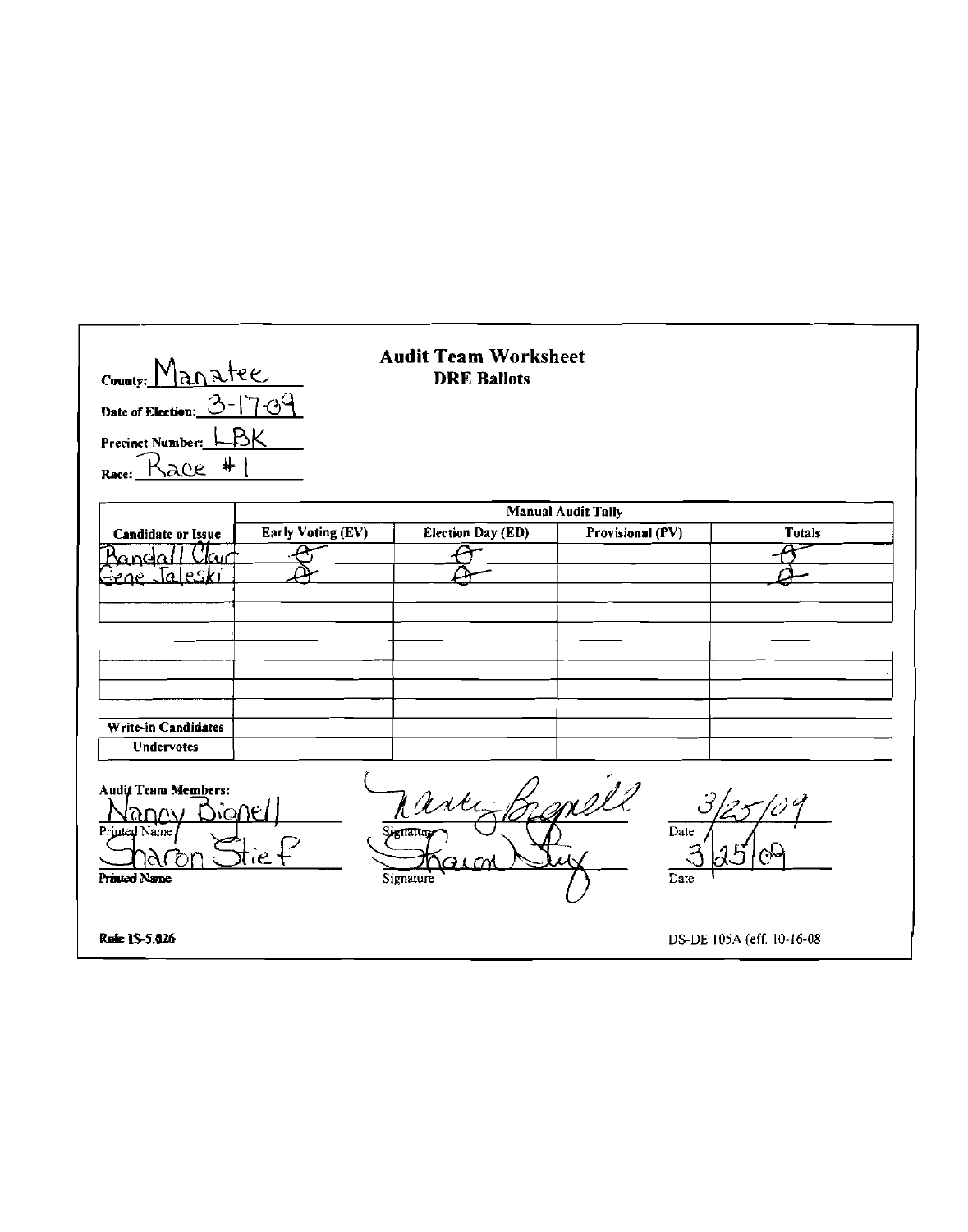County: Manatee

Date of Election: 3-17-09

Precinct Number: LBK

Race: Race #1

# Audit Team Worksheet

## DRE Ballots

| Candidate or Issue | Manual Audit Tally | | | |
|---|---|---|---|---|
| | Early Voting (EV) | Election Day (ED) | Provisional (PV) | Totals |
| Randall Clair | 0 | 0 | | 0 |
| Gene Jaleski | 0 | 0 | | 0 |
| | | | | |
| | | | | |
| | | | | |
| | | | | |
| | | | | |
| | | | | |
| | | | | |
| Write-in Candidates | | | | |
| Undervotes | | | | |

Audit Team Members:

| Printed Name | Signature | Date |
|---|---|---|
| Nancy Bignell | Nancy Bignell | 3/25/09 |
| Sharon Stief | Sharon Stief | 3/25/09 |

Rule 1S-5.026

DS-DE 105A (eff. 10-16-08)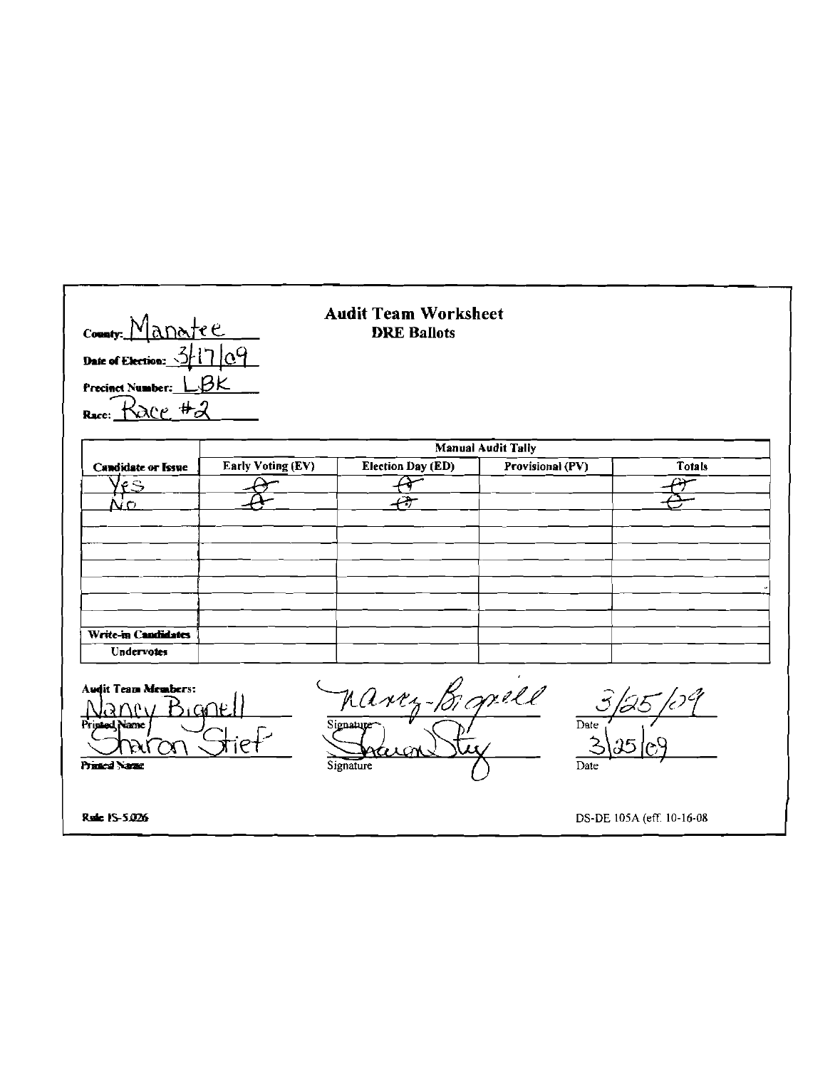County: Manatee

Date of Election: 3/17/09

Precinct Number: LBK

Race: Race #2

# Audit Team Worksheet

## DRE Ballots

| | Manual Audit Tally | | | |
|---|---|---|---|---|
| **Candidate or Issue** | **Early Voting (EV)** | **Election Day (ED)** | **Provisional (PV)** | **Totals** |
| Yes | 0 | 0 | | 0 |
| No | 0 | 0 | | 0 |
| | | | | |
| | | | | |
| | | | | |
| | | | | |
| | | | | |
| | | | | |
| **Write-in Candidates** | | | | |
| **Undervotes** | | | | |

**Audit Team Members:**

| | | |
|---|---|---|
| Nancy Bignell | Nancy Bignell | 3/25/09 |
| Printed Name | Signature | Date |
| Sharon Stief | Sharon Stief | 3/25/09 |
| Printed Name | Signature | Date |

Rule 1S-5.026

DS-DE 105A (eff. 10-16-08